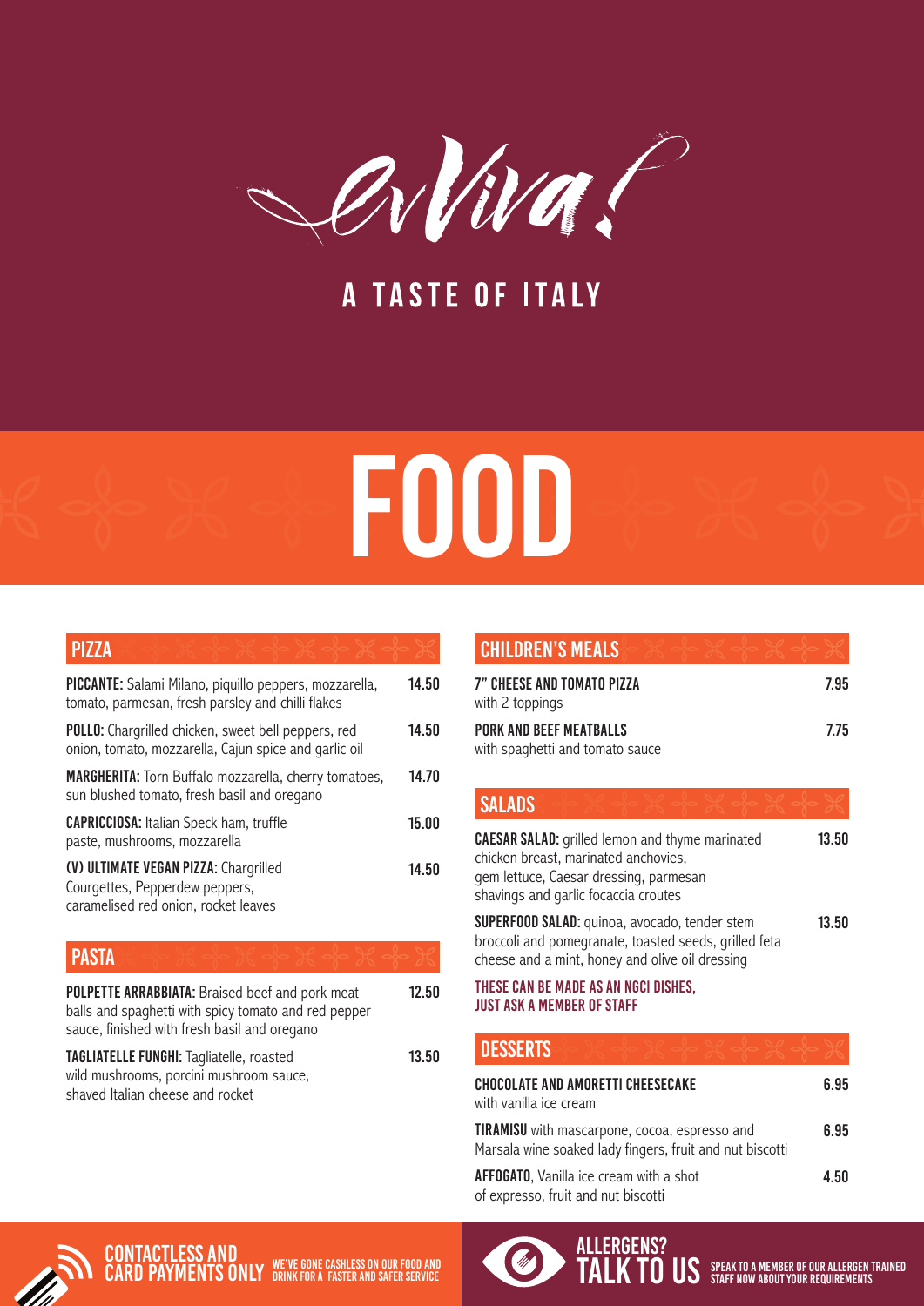# Evviva!

## A TASTE OF ITALY

# FOOD

## PIZZA

**PICCANTE:** Salami Milano, piquillo peppers, mozzarella, tomato, parmesan, fresh parsley and chilli flakes — 14.50

**POLLO:** Chargrilled chicken, sweet bell peppers, red onion, tomato, mozzarella, Cajun spice and garlic oil — 14.50

**MARGHERITA:** Torn Buffalo mozzarella, cherry tomatoes, sun blushed tomato, fresh basil and oregano — 14.70

**CAPRICCIOSA:** Italian Speck ham, truffle paste, mushrooms, mozzarella — 15.00

**(V) ULTIMATE VEGAN PIZZA:** Chargrilled Courgettes, Pepperdew peppers, caramelised red onion, rocket leaves — 14.50

## PASTA

**POLPETTE ARRABBIATA:** Braised beef and pork meat balls and spaghetti with spicy tomato and red pepper sauce, finished with fresh basil and oregano — 12.50

**TAGLIATELLE FUNGHI:** Tagliatelle, roasted wild mushrooms, porcini mushroom sauce, shaved Italian cheese and rocket — 13.50

## CHILDREN'S MEALS

**7" CHEESE AND TOMATO PIZZA** with 2 toppings — 7.95

**PORK AND BEEF MEATBALLS** with spaghetti and tomato sauce — 7.75

## SALADS

**CAESAR SALAD:** grilled lemon and thyme marinated chicken breast, marinated anchovies, gem lettuce, Caesar dressing, parmesan shavings and garlic focaccia croutes — 13.50

**SUPERFOOD SALAD:** quinoa, avocado, tender stem broccoli and pomegranate, toasted seeds, grilled feta cheese and a mint, honey and olive oil dressing — 13.50

**THESE CAN BE MADE AS AN NGCI DISHES, JUST ASK A MEMBER OF STAFF**

## DESSERTS

**CHOCOLATE AND AMORETTI CHEESECAKE** with vanilla ice cream — 6.95

**TIRAMISU** with mascarpone, cocoa, espresso and Marsala wine soaked lady fingers, fruit and nut biscotti — 6.95

**AFFOGATO**, Vanilla ice cream with a shot of expresso, fruit and nut biscotti — 4.50

**CONTACTLESS AND CARD PAYMENTS ONLY** WE'VE GONE CASHLESS ON OUR FOOD AND DRINK FOR A FASTER AND SAFER SERVICE

**ALLERGENS? TALK TO US** SPEAK TO A MEMBER OF OUR ALLERGEN TRAINED STAFF NOW ABOUT YOUR REQUIREMENTS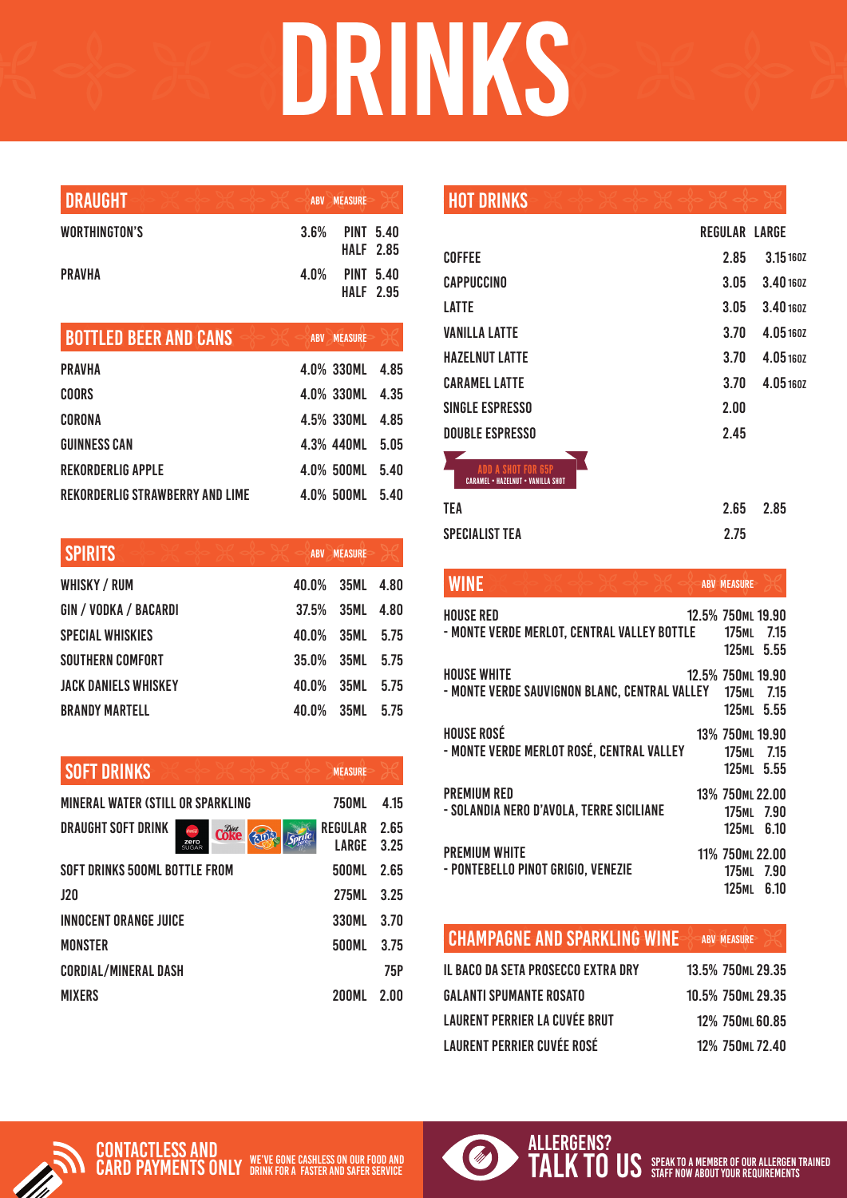# DRINKS

## DRAUGHT

| | ABV | MEASURE | |
|---|---|---|---|
| WORTHINGTON'S | 3.6% | PINT | 5.40 |
| | | HALF | 2.85 |
| PRAVHA | 4.0% | PINT | 5.40 |
| | | HALF | 2.95 |

## BOTTLED BEER AND CANS

| | ABV | MEASURE | |
|---|---|---|---|
| PRAVHA | 4.0% | 330ML | 4.85 |
| COORS | 4.0% | 330ML | 4.35 |
| CORONA | 4.5% | 330ML | 4.85 |
| GUINNESS CAN | 4.3% | 440ML | 5.05 |
| REKORDERLIG APPLE | 4.0% | 500ML | 5.40 |
| REKORDERLIG STRAWBERRY AND LIME | 4.0% | 500ML | 5.40 |

## SPIRITS

| | ABV | MEASURE | |
|---|---|---|---|
| WHISKY / RUM | 40.0% | 35ML | 4.80 |
| GIN / VODKA / BACARDI | 37.5% | 35ML | 4.80 |
| SPECIAL WHISKIES | 40.0% | 35ML | 5.75 |
| SOUTHERN COMFORT | 35.0% | 35ML | 5.75 |
| JACK DANIELS WHISKEY | 40.0% | 35ML | 5.75 |
| BRANDY MARTELL | 40.0% | 35ML | 5.75 |

## SOFT DRINKS

| | MEASURE | |
|---|---|---|
| MINERAL WATER (STILL OR SPARKLING | 750ML | 4.15 |
| DRAUGHT SOFT DRINK | REGULAR | 2.65 |
| | LARGE | 3.25 |
| SOFT DRINKS 500ML BOTTLE FROM | 500ML | 2.65 |
| J20 | 275ML | 3.25 |
| INNOCENT ORANGE JUICE | 330ML | 3.70 |
| MONSTER | 500ML | 3.75 |
| CORDIAL/MINERAL DASH | | 75P |
| MIXERS | 200ML | 2.00 |

## HOT DRINKS

| | REGULAR | LARGE |
|---|---|---|
| COFFEE | 2.85 | 3.15 16OZ |
| CAPPUCCINO | 3.05 | 3.40 16OZ |
| LATTE | 3.05 | 3.40 16OZ |
| VANILLA LATTE | 3.70 | 4.05 16OZ |
| HAZELNUT LATTE | 3.70 | 4.05 16OZ |
| CARAMEL LATTE | 3.70 | 4.05 16OZ |
| SINGLE ESPRESSO | 2.00 | |
| DOUBLE ESPRESSO | 2.45 | |

ADD A SHOT FOR 65P
CARAMEL • HAZELNUT • VANILLA SHOT

| | REGULAR | LARGE |
|---|---|---|
| TEA | 2.65 | 2.85 |
| SPECIALIST TEA | 2.75 | |

## WINE

| | ABV | MEASURE | |
|---|---|---|---|
| HOUSE RED - MONTE VERDE MERLOT, CENTRAL VALLEY BOTTLE | 12.5% | 750ML | 19.90 |
| | | 175ML | 7.15 |
| | | 125ML | 5.55 |
| HOUSE WHITE - MONTE VERDE SAUVIGNON BLANC, CENTRAL VALLEY | 12.5% | 750ML | 19.90 |
| | | 175ML | 7.15 |
| | | 125ML | 5.55 |
| HOUSE ROSÉ - MONTE VERDE MERLOT ROSÉ, CENTRAL VALLEY | 13% | 750ML | 19.90 |
| | | 175ML | 7.15 |
| | | 125ML | 5.55 |
| PREMIUM RED - SOLANDIA NERO D'AVOLA, TERRE SICILIANE | 13% | 750ML | 22.00 |
| | | 175ML | 7.90 |
| | | 125ML | 6.10 |
| PREMIUM WHITE - PONTEBELLO PINOT GRIGIO, VENEZIE | 11% | 750ML | 22.00 |
| | | 175ML | 7.90 |
| | | 125ML | 6.10 |

## CHAMPAGNE AND SPARKLING WINE

| | ABV | MEASURE | |
|---|---|---|---|
| IL BACO DA SETA PROSECCO EXTRA DRY | 13.5% | 750ML | 29.35 |
| GALANTI SPUMANTE ROSATO | 10.5% | 750ML | 29.35 |
| LAURENT PERRIER LA CUVÉE BRUT | 12% | 750ML | 60.85 |
| LAURENT PERRIER CUVÉE ROSÉ | 12% | 750ML | 72.40 |

**CONTACTLESS AND CARD PAYMENTS ONLY** WE'VE GONE CASHLESS ON OUR FOOD AND DRINK FOR A FASTER AND SAFER SERVICE

**ALLERGENS? TALK TO US** SPEAK TO A MEMBER OF OUR ALLERGEN TRAINED STAFF NOW ABOUT YOUR REQUIREMENTS